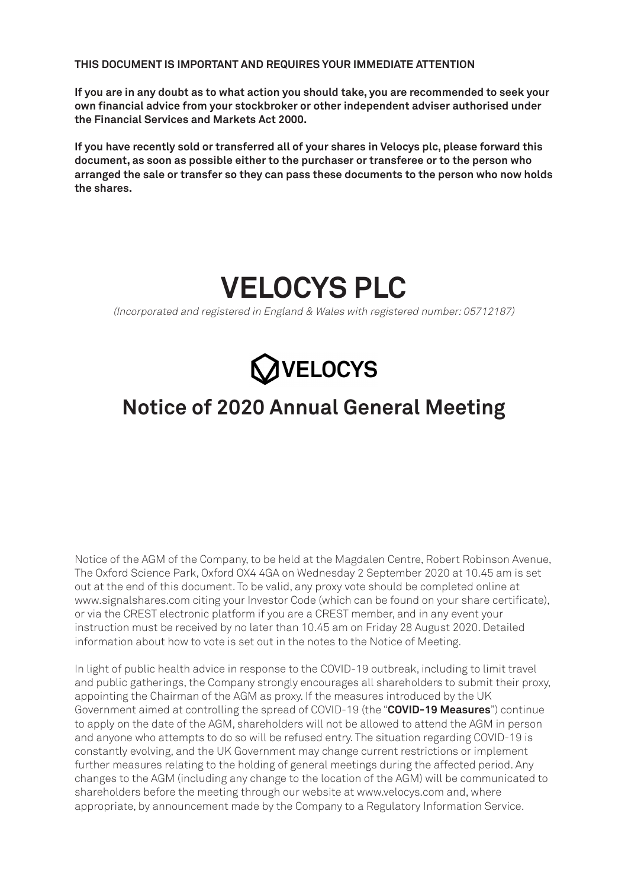**THIS DOCUMENT IS IMPORTANT AND REQUIRES YOUR IMMEDIATE ATTENTION**

**If you are in any doubt as to what action you should take, you are recommended to seek your own financial advice from your stockbroker or other independent adviser authorised under the Financial Services and Markets Act 2000.**

**If you have recently sold or transferred all of your shares in Velocys plc, please forward this document, as soon as possible either to the purchaser or transferee or to the person who arranged the sale or transfer so they can pass these documents to the person who now holds the shares.**

# VELOCYS PLC

*(Incorporated and registered in England & Wales with registered number: 05712187)*

VELOCYS

## Notice of 2020 Annual General Meeting

Notice of the AGM of the Company, to be held at the Magdalen Centre, Robert Robinson Avenue, The Oxford Science Park, Oxford OX4 4GA on Wednesday 2 September 2020 at 10.45 am is set out at the end of this document. To be valid, any proxy vote should be completed online at www.signalshares.com citing your Investor Code (which can be found on your share certificate), or via the CREST electronic platform if you are a CREST member, and in any event your instruction must be received by no later than 10.45 am on Friday 28 August 2020. Detailed information about how to vote is set out in the notes to the Notice of Meeting.

In light of public health advice in response to the COVID-19 outbreak, including to limit travel and public gatherings, the Company strongly encourages all shareholders to submit their proxy, appointing the Chairman of the AGM as proxy. If the measures introduced by the UK Government aimed at controlling the spread of COVID-19 (the "**COVID-19 Measures**") continue to apply on the date of the AGM, shareholders will not be allowed to attend the AGM in person and anyone who attempts to do so will be refused entry. The situation regarding COVID-19 is constantly evolving, and the UK Government may change current restrictions or implement further measures relating to the holding of general meetings during the affected period. Any changes to the AGM (including any change to the location of the AGM) will be communicated to shareholders before the meeting through our website at www.velocys.com and, where appropriate, by announcement made by the Company to a Regulatory Information Service.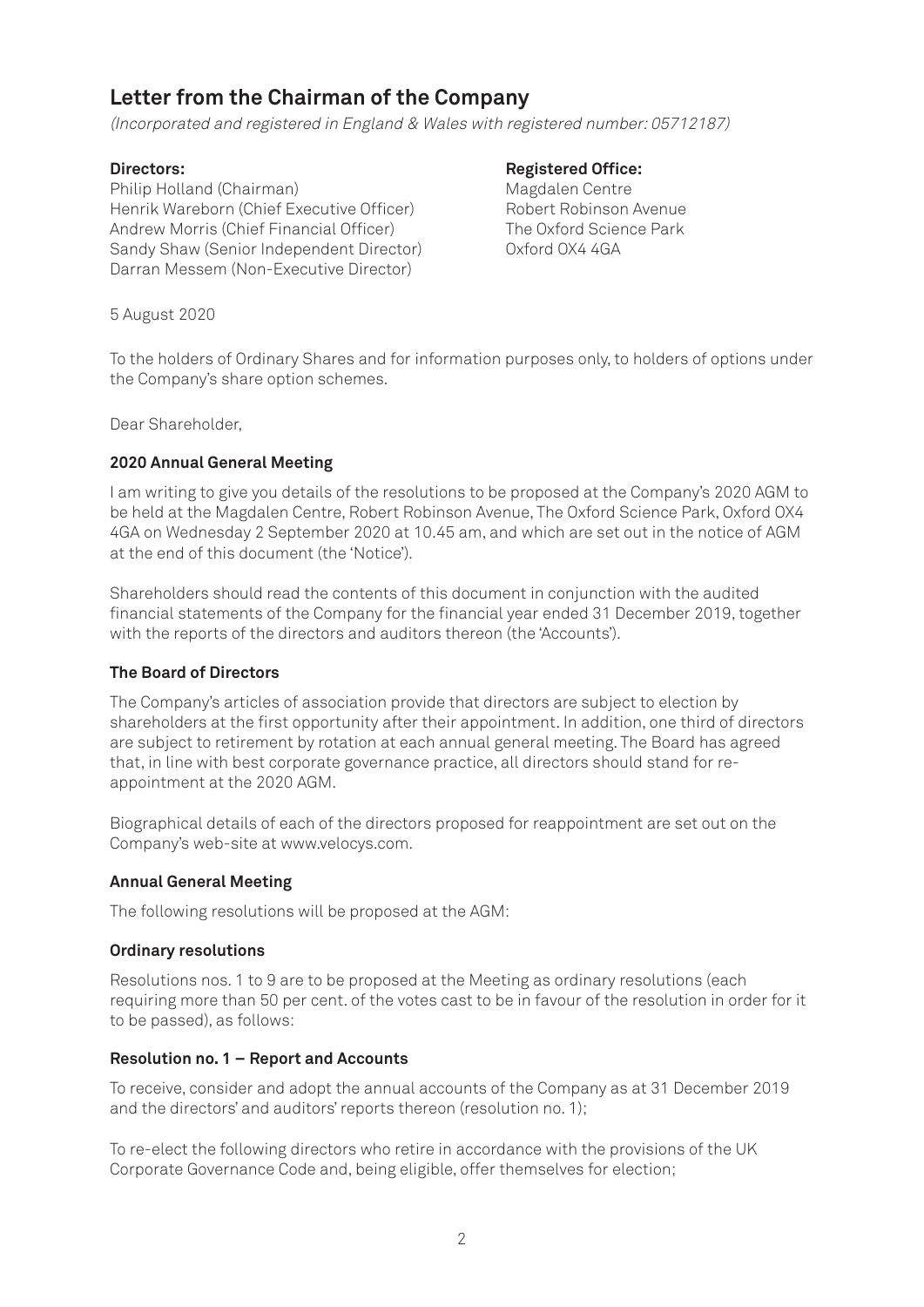# Letter from the Chairman of the Company

*(Incorporated and registered in England & Wales with registered number: 05712187)*

**Directors:**
Philip Holland (Chairman)
Henrik Wareborn (Chief Executive Officer)
Andrew Morris (Chief Financial Officer)
Sandy Shaw (Senior Independent Director)
Darran Messem (Non-Executive Director)

**Registered Office:**
Magdalen Centre
Robert Robinson Avenue
The Oxford Science Park
Oxford OX4 4GA

5 August 2020

To the holders of Ordinary Shares and for information purposes only, to holders of options under the Company's share option schemes.

Dear Shareholder,

**2020 Annual General Meeting**

I am writing to give you details of the resolutions to be proposed at the Company's 2020 AGM to be held at the Magdalen Centre, Robert Robinson Avenue, The Oxford Science Park, Oxford OX4 4GA on Wednesday 2 September 2020 at 10.45 am, and which are set out in the notice of AGM at the end of this document (the 'Notice').

Shareholders should read the contents of this document in conjunction with the audited financial statements of the Company for the financial year ended 31 December 2019, together with the reports of the directors and auditors thereon (the 'Accounts').

**The Board of Directors**

The Company's articles of association provide that directors are subject to election by shareholders at the first opportunity after their appointment. In addition, one third of directors are subject to retirement by rotation at each annual general meeting. The Board has agreed that, in line with best corporate governance practice, all directors should stand for re-appointment at the 2020 AGM.

Biographical details of each of the directors proposed for reappointment are set out on the Company's web-site at www.velocys.com.

**Annual General Meeting**

The following resolutions will be proposed at the AGM:

**Ordinary resolutions**

Resolutions nos. 1 to 9 are to be proposed at the Meeting as ordinary resolutions (each requiring more than 50 per cent. of the votes cast to be in favour of the resolution in order for it to be passed), as follows:

**Resolution no. 1 – Report and Accounts**

To receive, consider and adopt the annual accounts of the Company as at 31 December 2019 and the directors' and auditors' reports thereon (resolution no. 1);

To re-elect the following directors who retire in accordance with the provisions of the UK Corporate Governance Code and, being eligible, offer themselves for election;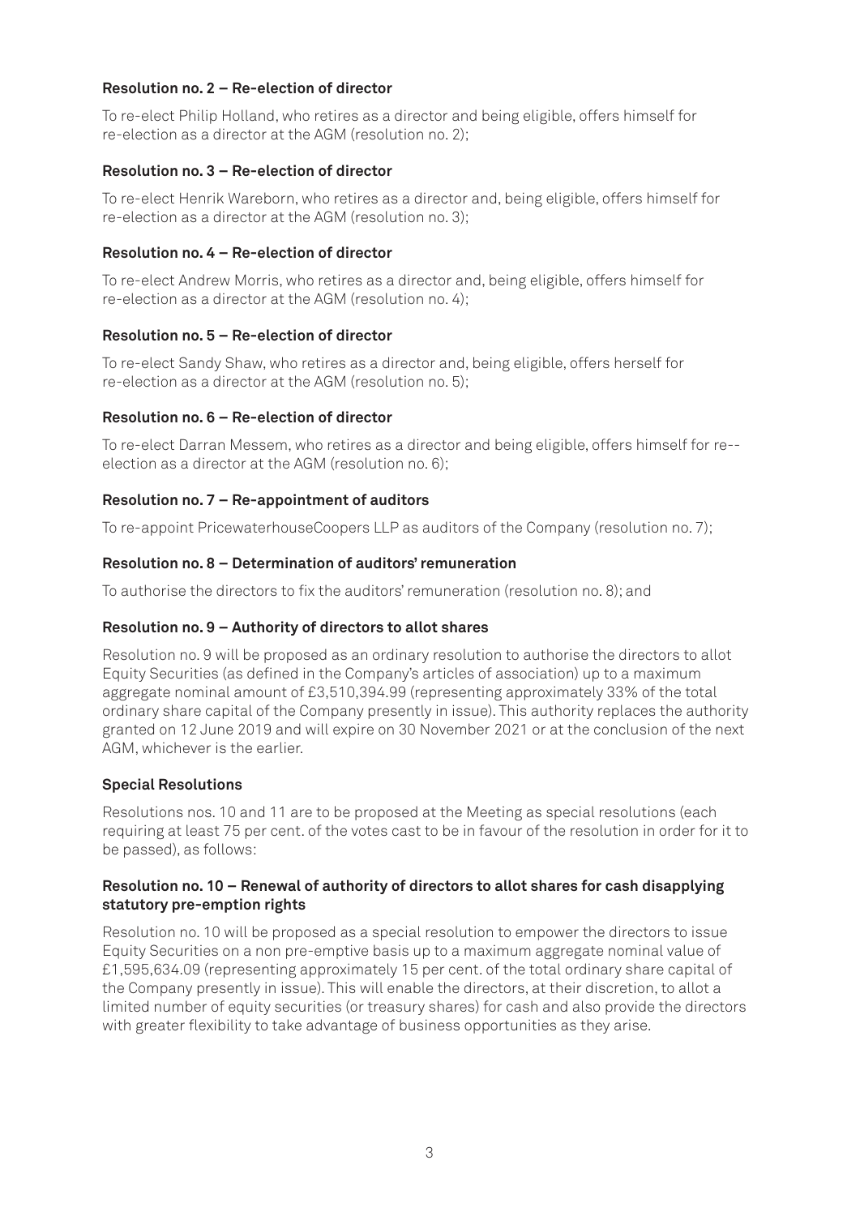**Resolution no. 2 – Re-election of director**

To re-elect Philip Holland, who retires as a director and being eligible, offers himself for re-election as a director at the AGM (resolution no. 2);

**Resolution no. 3 – Re-election of director**

To re-elect Henrik Wareborn, who retires as a director and, being eligible, offers himself for re-election as a director at the AGM (resolution no. 3);

**Resolution no. 4 – Re-election of director**

To re-elect Andrew Morris, who retires as a director and, being eligible, offers himself for re-election as a director at the AGM (resolution no. 4);

**Resolution no. 5 – Re-election of director**

To re-elect Sandy Shaw, who retires as a director and, being eligible, offers herself for re-election as a director at the AGM (resolution no. 5);

**Resolution no. 6 – Re-election of director**

To re-elect Darran Messem, who retires as a director and being eligible, offers himself for re--election as a director at the AGM (resolution no. 6);

**Resolution no. 7 – Re-appointment of auditors**

To re-appoint PricewaterhouseCoopers LLP as auditors of the Company (resolution no. 7);

**Resolution no. 8 – Determination of auditors' remuneration**

To authorise the directors to fix the auditors' remuneration (resolution no. 8); and

**Resolution no. 9 – Authority of directors to allot shares**

Resolution no. 9 will be proposed as an ordinary resolution to authorise the directors to allot Equity Securities (as defined in the Company's articles of association) up to a maximum aggregate nominal amount of £3,510,394.99 (representing approximately 33% of the total ordinary share capital of the Company presently in issue). This authority replaces the authority granted on 12 June 2019 and will expire on 30 November 2021 or at the conclusion of the next AGM, whichever is the earlier.

**Special Resolutions**

Resolutions nos. 10 and 11 are to be proposed at the Meeting as special resolutions (each requiring at least 75 per cent. of the votes cast to be in favour of the resolution in order for it to be passed), as follows:

**Resolution no. 10 – Renewal of authority of directors to allot shares for cash disapplying statutory pre-emption rights**

Resolution no. 10 will be proposed as a special resolution to empower the directors to issue Equity Securities on a non pre-emptive basis up to a maximum aggregate nominal value of £1,595,634.09 (representing approximately 15 per cent. of the total ordinary share capital of the Company presently in issue). This will enable the directors, at their discretion, to allot a limited number of equity securities (or treasury shares) for cash and also provide the directors with greater flexibility to take advantage of business opportunities as they arise.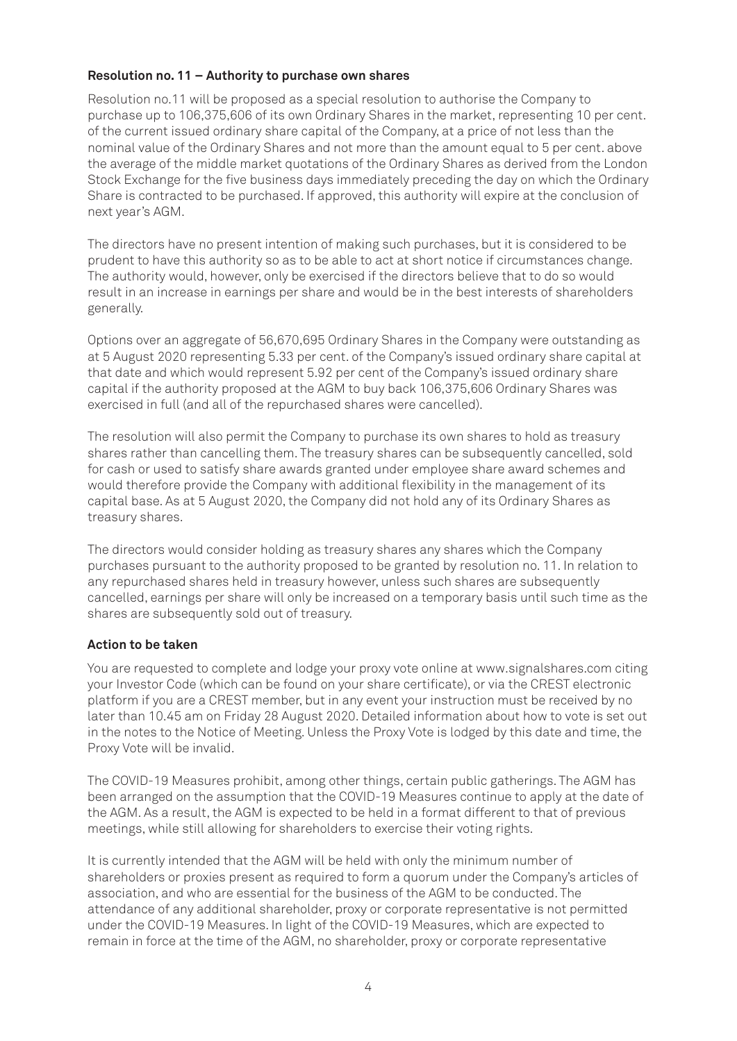**Resolution no. 11 – Authority to purchase own shares**

Resolution no.11 will be proposed as a special resolution to authorise the Company to purchase up to 106,375,606 of its own Ordinary Shares in the market, representing 10 per cent. of the current issued ordinary share capital of the Company, at a price of not less than the nominal value of the Ordinary Shares and not more than the amount equal to 5 per cent. above the average of the middle market quotations of the Ordinary Shares as derived from the London Stock Exchange for the five business days immediately preceding the day on which the Ordinary Share is contracted to be purchased. If approved, this authority will expire at the conclusion of next year's AGM.

The directors have no present intention of making such purchases, but it is considered to be prudent to have this authority so as to be able to act at short notice if circumstances change. The authority would, however, only be exercised if the directors believe that to do so would result in an increase in earnings per share and would be in the best interests of shareholders generally.

Options over an aggregate of 56,670,695 Ordinary Shares in the Company were outstanding as at 5 August 2020 representing 5.33 per cent. of the Company's issued ordinary share capital at that date and which would represent 5.92 per cent of the Company's issued ordinary share capital if the authority proposed at the AGM to buy back 106,375,606 Ordinary Shares was exercised in full (and all of the repurchased shares were cancelled).

The resolution will also permit the Company to purchase its own shares to hold as treasury shares rather than cancelling them. The treasury shares can be subsequently cancelled, sold for cash or used to satisfy share awards granted under employee share award schemes and would therefore provide the Company with additional flexibility in the management of its capital base. As at 5 August 2020, the Company did not hold any of its Ordinary Shares as treasury shares.

The directors would consider holding as treasury shares any shares which the Company purchases pursuant to the authority proposed to be granted by resolution no. 11. In relation to any repurchased shares held in treasury however, unless such shares are subsequently cancelled, earnings per share will only be increased on a temporary basis until such time as the shares are subsequently sold out of treasury.

**Action to be taken**

You are requested to complete and lodge your proxy vote online at www.signalshares.com citing your Investor Code (which can be found on your share certificate), or via the CREST electronic platform if you are a CREST member, but in any event your instruction must be received by no later than 10.45 am on Friday 28 August 2020. Detailed information about how to vote is set out in the notes to the Notice of Meeting. Unless the Proxy Vote is lodged by this date and time, the Proxy Vote will be invalid.

The COVID-19 Measures prohibit, among other things, certain public gatherings. The AGM has been arranged on the assumption that the COVID-19 Measures continue to apply at the date of the AGM. As a result, the AGM is expected to be held in a format different to that of previous meetings, while still allowing for shareholders to exercise their voting rights.

It is currently intended that the AGM will be held with only the minimum number of shareholders or proxies present as required to form a quorum under the Company's articles of association, and who are essential for the business of the AGM to be conducted. The attendance of any additional shareholder, proxy or corporate representative is not permitted under the COVID-19 Measures. In light of the COVID-19 Measures, which are expected to remain in force at the time of the AGM, no shareholder, proxy or corporate representative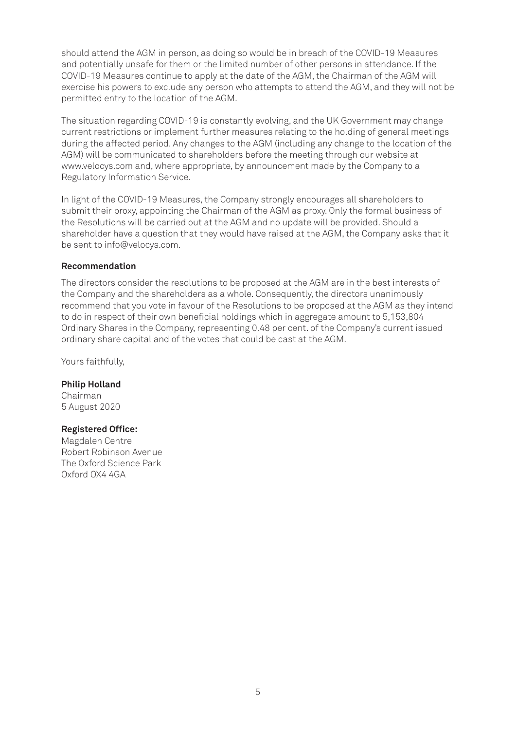should attend the AGM in person, as doing so would be in breach of the COVID-19 Measures and potentially unsafe for them or the limited number of other persons in attendance. If the COVID-19 Measures continue to apply at the date of the AGM, the Chairman of the AGM will exercise his powers to exclude any person who attempts to attend the AGM, and they will not be permitted entry to the location of the AGM.

The situation regarding COVID-19 is constantly evolving, and the UK Government may change current restrictions or implement further measures relating to the holding of general meetings during the affected period. Any changes to the AGM (including any change to the location of the AGM) will be communicated to shareholders before the meeting through our website at www.velocys.com and, where appropriate, by announcement made by the Company to a Regulatory Information Service.

In light of the COVID-19 Measures, the Company strongly encourages all shareholders to submit their proxy, appointing the Chairman of the AGM as proxy. Only the formal business of the Resolutions will be carried out at the AGM and no update will be provided. Should a shareholder have a question that they would have raised at the AGM, the Company asks that it be sent to info@velocys.com.

**Recommendation**

The directors consider the resolutions to be proposed at the AGM are in the best interests of the Company and the shareholders as a whole. Consequently, the directors unanimously recommend that you vote in favour of the Resolutions to be proposed at the AGM as they intend to do in respect of their own beneficial holdings which in aggregate amount to 5,153,804 Ordinary Shares in the Company, representing 0.48 per cent. of the Company's current issued ordinary share capital and of the votes that could be cast at the AGM.

Yours faithfully,

**Philip Holland**
Chairman
5 August 2020

**Registered Office:**
Magdalen Centre
Robert Robinson Avenue
The Oxford Science Park
Oxford OX4 4GA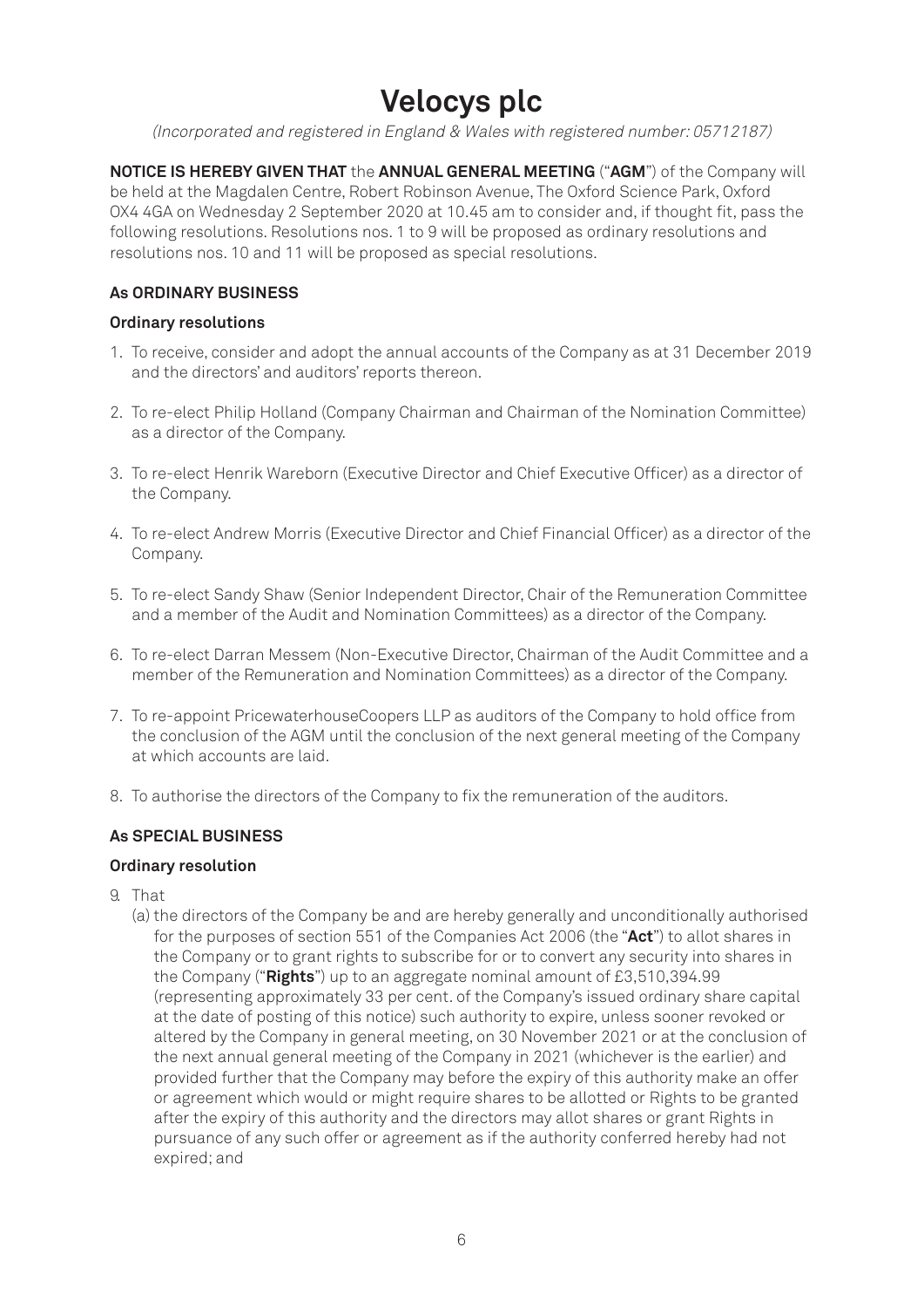# Velocys plc

*(Incorporated and registered in England & Wales with registered number: 05712187)*

**NOTICE IS HEREBY GIVEN THAT** the **ANNUAL GENERAL MEETING** ("**AGM**") of the Company will be held at the Magdalen Centre, Robert Robinson Avenue, The Oxford Science Park, Oxford OX4 4GA on Wednesday 2 September 2020 at 10.45 am to consider and, if thought fit, pass the following resolutions. Resolutions nos. 1 to 9 will be proposed as ordinary resolutions and resolutions nos. 10 and 11 will be proposed as special resolutions.

### As ORDINARY BUSINESS

#### Ordinary resolutions

1. To receive, consider and adopt the annual accounts of the Company as at 31 December 2019 and the directors' and auditors' reports thereon.
2. To re-elect Philip Holland (Company Chairman and Chairman of the Nomination Committee) as a director of the Company.
3. To re-elect Henrik Wareborn (Executive Director and Chief Executive Officer) as a director of the Company.
4. To re-elect Andrew Morris (Executive Director and Chief Financial Officer) as a director of the Company.
5. To re-elect Sandy Shaw (Senior Independent Director, Chair of the Remuneration Committee and a member of the Audit and Nomination Committees) as a director of the Company.
6. To re-elect Darran Messem (Non-Executive Director, Chairman of the Audit Committee and a member of the Remuneration and Nomination Committees) as a director of the Company.
7. To re-appoint PricewaterhouseCoopers LLP as auditors of the Company to hold office from the conclusion of the AGM until the conclusion of the next general meeting of the Company at which accounts are laid.
8. To authorise the directors of the Company to fix the remuneration of the auditors.

### As SPECIAL BUSINESS

#### Ordinary resolution

9. That
   (a) the directors of the Company be and are hereby generally and unconditionally authorised for the purposes of section 551 of the Companies Act 2006 (the "**Act**") to allot shares in the Company or to grant rights to subscribe for or to convert any security into shares in the Company ("**Rights**") up to an aggregate nominal amount of £3,510,394.99 (representing approximately 33 per cent. of the Company's issued ordinary share capital at the date of posting of this notice) such authority to expire, unless sooner revoked or altered by the Company in general meeting, on 30 November 2021 or at the conclusion of the next annual general meeting of the Company in 2021 (whichever is the earlier) and provided further that the Company may before the expiry of this authority make an offer or agreement which would or might require shares to be allotted or Rights to be granted after the expiry of this authority and the directors may allot shares or grant Rights in pursuance of any such offer or agreement as if the authority conferred hereby had not expired; and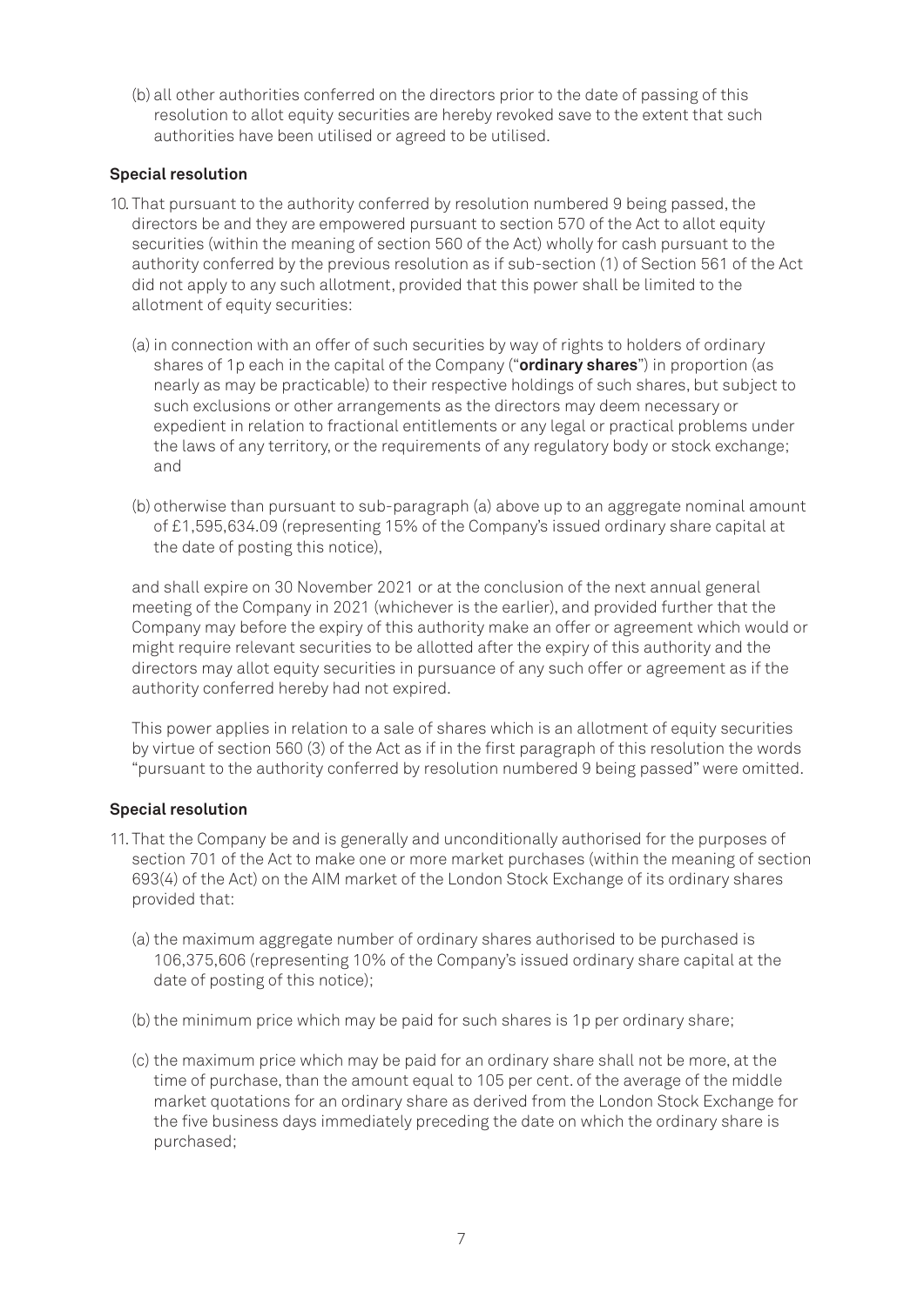(b) all other authorities conferred on the directors prior to the date of passing of this resolution to allot equity securities are hereby revoked save to the extent that such authorities have been utilised or agreed to be utilised.

**Special resolution**

10. That pursuant to the authority conferred by resolution numbered 9 being passed, the directors be and they are empowered pursuant to section 570 of the Act to allot equity securities (within the meaning of section 560 of the Act) wholly for cash pursuant to the authority conferred by the previous resolution as if sub-section (1) of Section 561 of the Act did not apply to any such allotment, provided that this power shall be limited to the allotment of equity securities:

    (a) in connection with an offer of such securities by way of rights to holders of ordinary shares of 1p each in the capital of the Company ("**ordinary shares**") in proportion (as nearly as may be practicable) to their respective holdings of such shares, but subject to such exclusions or other arrangements as the directors may deem necessary or expedient in relation to fractional entitlements or any legal or practical problems under the laws of any territory, or the requirements of any regulatory body or stock exchange; and

    (b) otherwise than pursuant to sub-paragraph (a) above up to an aggregate nominal amount of £1,595,634.09 (representing 15% of the Company's issued ordinary share capital at the date of posting this notice),

    and shall expire on 30 November 2021 or at the conclusion of the next annual general meeting of the Company in 2021 (whichever is the earlier), and provided further that the Company may before the expiry of this authority make an offer or agreement which would or might require relevant securities to be allotted after the expiry of this authority and the directors may allot equity securities in pursuance of any such offer or agreement as if the authority conferred hereby had not expired.

    This power applies in relation to a sale of shares which is an allotment of equity securities by virtue of section 560 (3) of the Act as if in the first paragraph of this resolution the words "pursuant to the authority conferred by resolution numbered 9 being passed" were omitted.

**Special resolution**

11. That the Company be and is generally and unconditionally authorised for the purposes of section 701 of the Act to make one or more market purchases (within the meaning of section 693(4) of the Act) on the AIM market of the London Stock Exchange of its ordinary shares provided that:

    (a) the maximum aggregate number of ordinary shares authorised to be purchased is 106,375,606 (representing 10% of the Company's issued ordinary share capital at the date of posting of this notice);

    (b) the minimum price which may be paid for such shares is 1p per ordinary share;

    (c) the maximum price which may be paid for an ordinary share shall not be more, at the time of purchase, than the amount equal to 105 per cent. of the average of the middle market quotations for an ordinary share as derived from the London Stock Exchange for the five business days immediately preceding the date on which the ordinary share is purchased;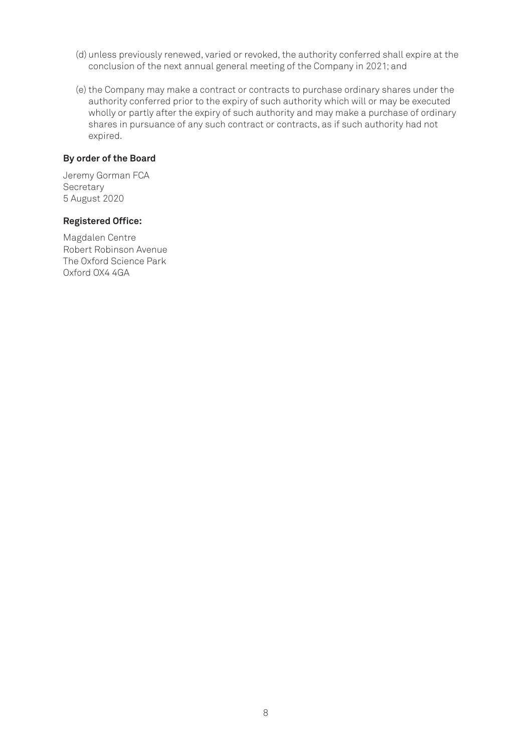(d) unless previously renewed, varied or revoked, the authority conferred shall expire at the conclusion of the next annual general meeting of the Company in 2021; and

(e) the Company may make a contract or contracts to purchase ordinary shares under the authority conferred prior to the expiry of such authority which will or may be executed wholly or partly after the expiry of such authority and may make a purchase of ordinary shares in pursuance of any such contract or contracts, as if such authority had not expired.

**By order of the Board**

Jeremy Gorman FCA
Secretary
5 August 2020

**Registered Office:**

Magdalen Centre
Robert Robinson Avenue
The Oxford Science Park
Oxford OX4 4GA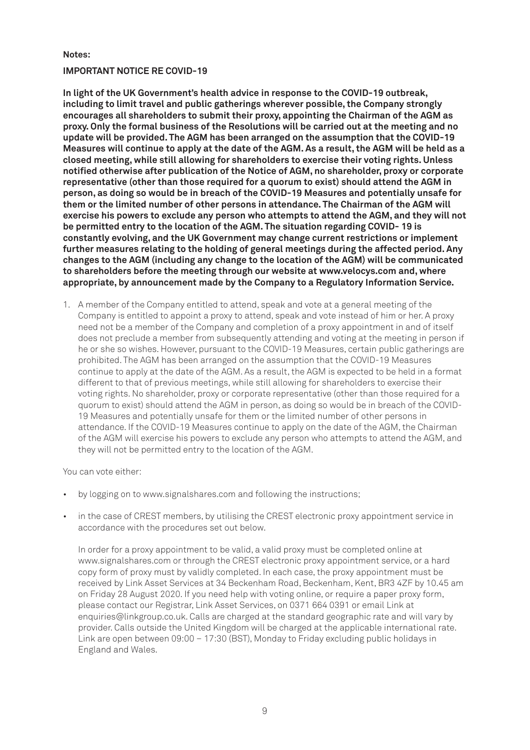**Notes:**

**IMPORTANT NOTICE RE COVID-19**

**In light of the UK Government's health advice in response to the COVID-19 outbreak, including to limit travel and public gatherings wherever possible, the Company strongly encourages all shareholders to submit their proxy, appointing the Chairman of the AGM as proxy. Only the formal business of the Resolutions will be carried out at the meeting and no update will be provided. The AGM has been arranged on the assumption that the COVID-19 Measures will continue to apply at the date of the AGM. As a result, the AGM will be held as a closed meeting, while still allowing for shareholders to exercise their voting rights. Unless notified otherwise after publication of the Notice of AGM, no shareholder, proxy or corporate representative (other than those required for a quorum to exist) should attend the AGM in person, as doing so would be in breach of the COVID-19 Measures and potentially unsafe for them or the limited number of other persons in attendance. The Chairman of the AGM will exercise his powers to exclude any person who attempts to attend the AGM, and they will not be permitted entry to the location of the AGM. The situation regarding COVID- 19 is constantly evolving, and the UK Government may change current restrictions or implement further measures relating to the holding of general meetings during the affected period. Any changes to the AGM (including any change to the location of the AGM) will be communicated to shareholders before the meeting through our website at www.velocys.com and, where appropriate, by announcement made by the Company to a Regulatory Information Service.**

1. A member of the Company entitled to attend, speak and vote at a general meeting of the Company is entitled to appoint a proxy to attend, speak and vote instead of him or her. A proxy need not be a member of the Company and completion of a proxy appointment in and of itself does not preclude a member from subsequently attending and voting at the meeting in person if he or she so wishes. However, pursuant to the COVID-19 Measures, certain public gatherings are prohibited. The AGM has been arranged on the assumption that the COVID-19 Measures continue to apply at the date of the AGM. As a result, the AGM is expected to be held in a format different to that of previous meetings, while still allowing for shareholders to exercise their voting rights. No shareholder, proxy or corporate representative (other than those required for a quorum to exist) should attend the AGM in person, as doing so would be in breach of the COVID-19 Measures and potentially unsafe for them or the limited number of other persons in attendance. If the COVID-19 Measures continue to apply on the date of the AGM, the Chairman of the AGM will exercise his powers to exclude any person who attempts to attend the AGM, and they will not be permitted entry to the location of the AGM.

You can vote either:

- by logging on to www.signalshares.com and following the instructions;
- in the case of CREST members, by utilising the CREST electronic proxy appointment service in accordance with the procedures set out below.

  In order for a proxy appointment to be valid, a valid proxy must be completed online at www.signalshares.com or through the CREST electronic proxy appointment service, or a hard copy form of proxy must by validly completed. In each case, the proxy appointment must be received by Link Asset Services at 34 Beckenham Road, Beckenham, Kent, BR3 4ZF by 10.45 am on Friday 28 August 2020. If you need help with voting online, or require a paper proxy form, please contact our Registrar, Link Asset Services, on 0371 664 0391 or email Link at enquiries@linkgroup.co.uk. Calls are charged at the standard geographic rate and will vary by provider. Calls outside the United Kingdom will be charged at the applicable international rate. Link are open between 09:00 – 17:30 (BST), Monday to Friday excluding public holidays in England and Wales.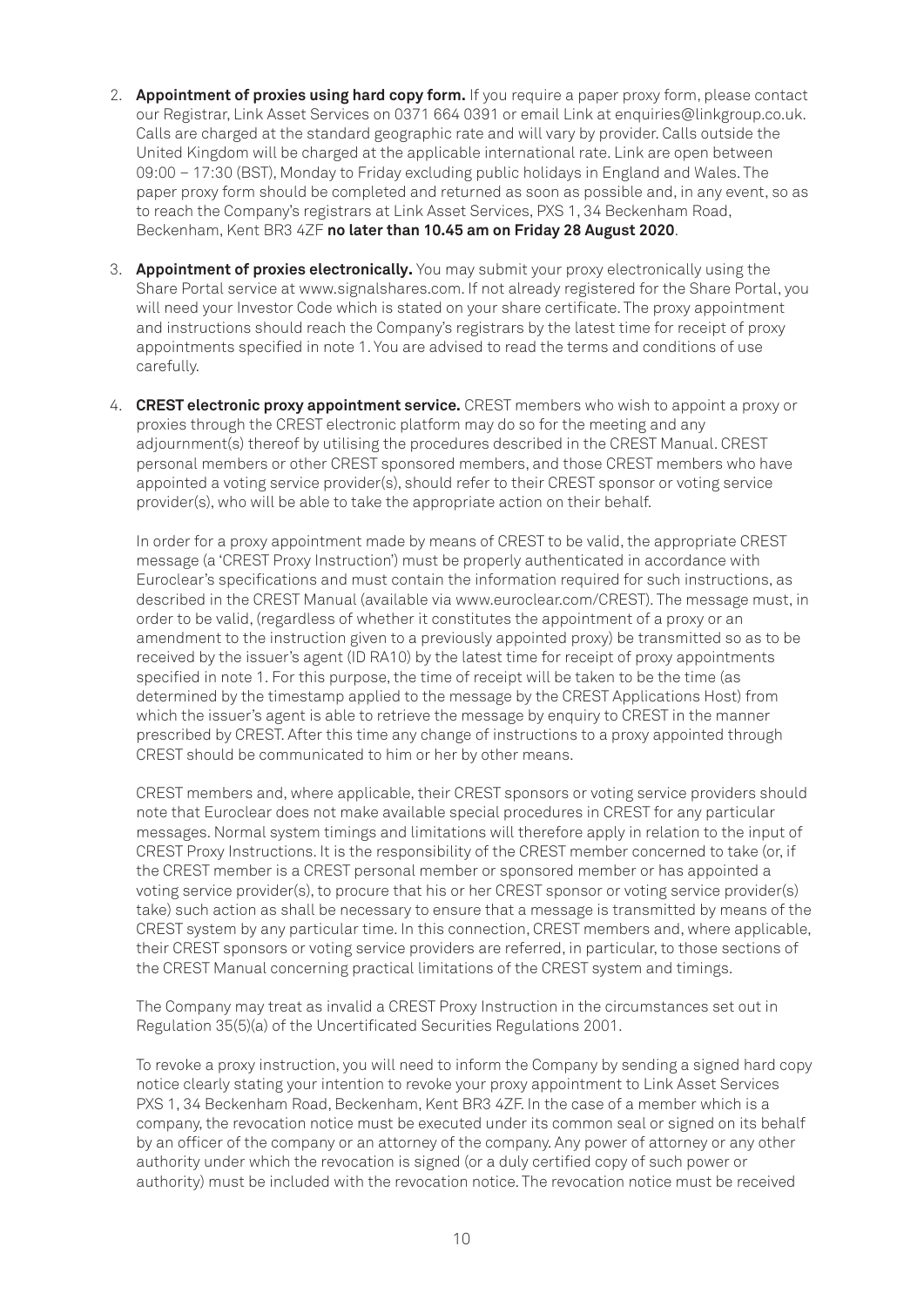2. **Appointment of proxies using hard copy form.** If you require a paper proxy form, please contact our Registrar, Link Asset Services on 0371 664 0391 or email Link at enquiries@linkgroup.co.uk. Calls are charged at the standard geographic rate and will vary by provider. Calls outside the United Kingdom will be charged at the applicable international rate. Link are open between 09:00 – 17:30 (BST), Monday to Friday excluding public holidays in England and Wales. The paper proxy form should be completed and returned as soon as possible and, in any event, so as to reach the Company's registrars at Link Asset Services, PXS 1, 34 Beckenham Road, Beckenham, Kent BR3 4ZF **no later than 10.45 am on Friday 28 August 2020**.

3. **Appointment of proxies electronically.** You may submit your proxy electronically using the Share Portal service at www.signalshares.com. If not already registered for the Share Portal, you will need your Investor Code which is stated on your share certificate. The proxy appointment and instructions should reach the Company's registrars by the latest time for receipt of proxy appointments specified in note 1. You are advised to read the terms and conditions of use carefully.

4. **CREST electronic proxy appointment service.** CREST members who wish to appoint a proxy or proxies through the CREST electronic platform may do so for the meeting and any adjournment(s) thereof by utilising the procedures described in the CREST Manual. CREST personal members or other CREST sponsored members, and those CREST members who have appointed a voting service provider(s), should refer to their CREST sponsor or voting service provider(s), who will be able to take the appropriate action on their behalf.

   In order for a proxy appointment made by means of CREST to be valid, the appropriate CREST message (a 'CREST Proxy Instruction') must be properly authenticated in accordance with Euroclear's specifications and must contain the information required for such instructions, as described in the CREST Manual (available via www.euroclear.com/CREST). The message must, in order to be valid, (regardless of whether it constitutes the appointment of a proxy or an amendment to the instruction given to a previously appointed proxy) be transmitted so as to be received by the issuer's agent (ID RA10) by the latest time for receipt of proxy appointments specified in note 1. For this purpose, the time of receipt will be taken to be the time (as determined by the timestamp applied to the message by the CREST Applications Host) from which the issuer's agent is able to retrieve the message by enquiry to CREST in the manner prescribed by CREST. After this time any change of instructions to a proxy appointed through CREST should be communicated to him or her by other means.

   CREST members and, where applicable, their CREST sponsors or voting service providers should note that Euroclear does not make available special procedures in CREST for any particular messages. Normal system timings and limitations will therefore apply in relation to the input of CREST Proxy Instructions. It is the responsibility of the CREST member concerned to take (or, if the CREST member is a CREST personal member or sponsored member or has appointed a voting service provider(s), to procure that his or her CREST sponsor or voting service provider(s) take) such action as shall be necessary to ensure that a message is transmitted by means of the CREST system by any particular time. In this connection, CREST members and, where applicable, their CREST sponsors or voting service providers are referred, in particular, to those sections of the CREST Manual concerning practical limitations of the CREST system and timings.

   The Company may treat as invalid a CREST Proxy Instruction in the circumstances set out in Regulation 35(5)(a) of the Uncertificated Securities Regulations 2001.

   To revoke a proxy instruction, you will need to inform the Company by sending a signed hard copy notice clearly stating your intention to revoke your proxy appointment to Link Asset Services PXS 1, 34 Beckenham Road, Beckenham, Kent BR3 4ZF. In the case of a member which is a company, the revocation notice must be executed under its common seal or signed on its behalf by an officer of the company or an attorney of the company. Any power of attorney or any other authority under which the revocation is signed (or a duly certified copy of such power or authority) must be included with the revocation notice. The revocation notice must be received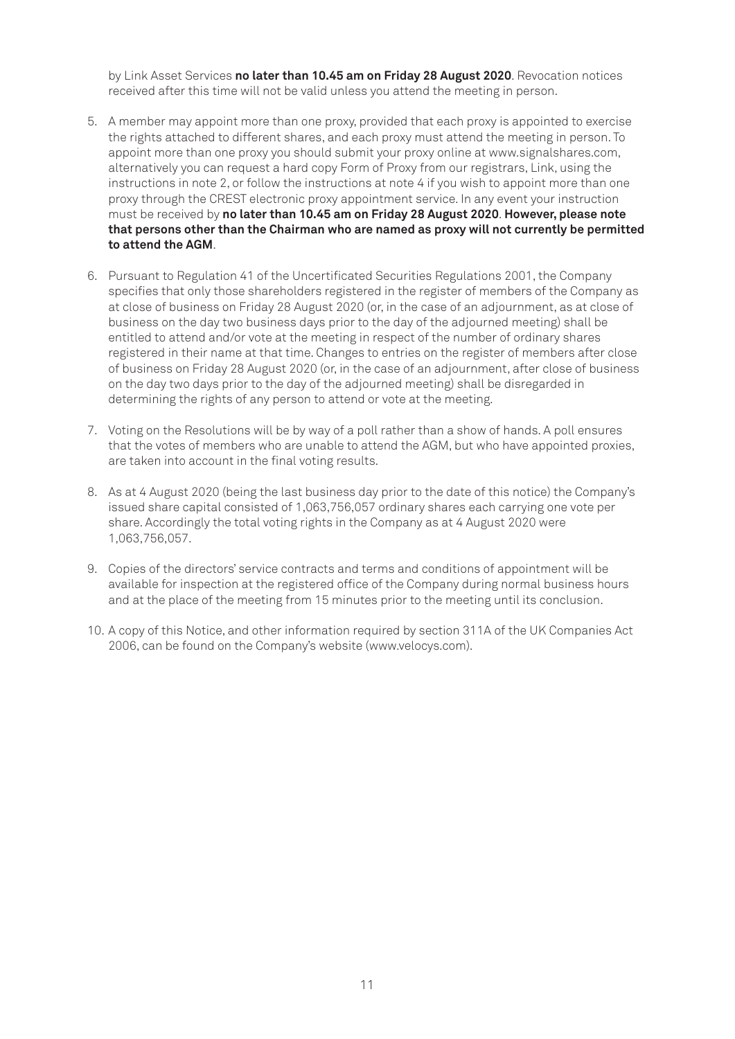by Link Asset Services **no later than 10.45 am on Friday 28 August 2020**. Revocation notices received after this time will not be valid unless you attend the meeting in person.

5. A member may appoint more than one proxy, provided that each proxy is appointed to exercise the rights attached to different shares, and each proxy must attend the meeting in person. To appoint more than one proxy you should submit your proxy online at www.signalshares.com, alternatively you can request a hard copy Form of Proxy from our registrars, Link, using the instructions in note 2, or follow the instructions at note 4 if you wish to appoint more than one proxy through the CREST electronic proxy appointment service. In any event your instruction must be received by **no later than 10.45 am on Friday 28 August 2020**. **However, please note that persons other than the Chairman who are named as proxy will not currently be permitted to attend the AGM**.

6. Pursuant to Regulation 41 of the Uncertificated Securities Regulations 2001, the Company specifies that only those shareholders registered in the register of members of the Company as at close of business on Friday 28 August 2020 (or, in the case of an adjournment, as at close of business on the day two business days prior to the day of the adjourned meeting) shall be entitled to attend and/or vote at the meeting in respect of the number of ordinary shares registered in their name at that time. Changes to entries on the register of members after close of business on Friday 28 August 2020 (or, in the case of an adjournment, after close of business on the day two days prior to the day of the adjourned meeting) shall be disregarded in determining the rights of any person to attend or vote at the meeting.

7. Voting on the Resolutions will be by way of a poll rather than a show of hands. A poll ensures that the votes of members who are unable to attend the AGM, but who have appointed proxies, are taken into account in the final voting results.

8. As at 4 August 2020 (being the last business day prior to the date of this notice) the Company's issued share capital consisted of 1,063,756,057 ordinary shares each carrying one vote per share. Accordingly the total voting rights in the Company as at 4 August 2020 were 1,063,756,057.

9. Copies of the directors' service contracts and terms and conditions of appointment will be available for inspection at the registered office of the Company during normal business hours and at the place of the meeting from 15 minutes prior to the meeting until its conclusion.

10. A copy of this Notice, and other information required by section 311A of the UK Companies Act 2006, can be found on the Company's website (www.velocys.com).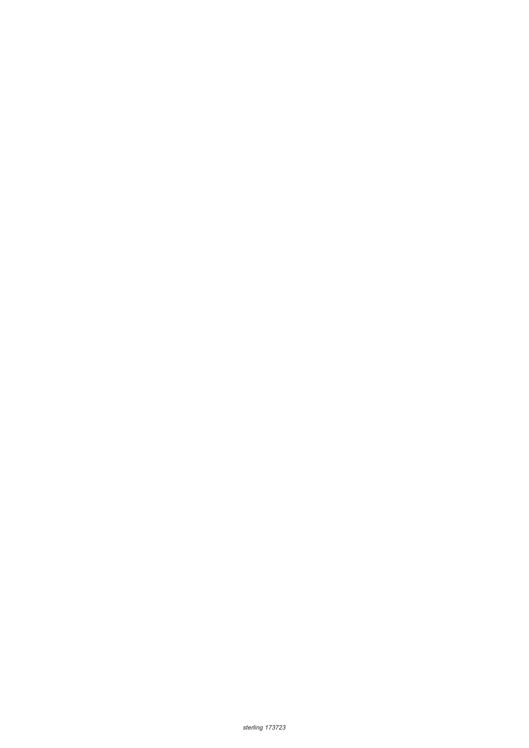*sterling 173723*